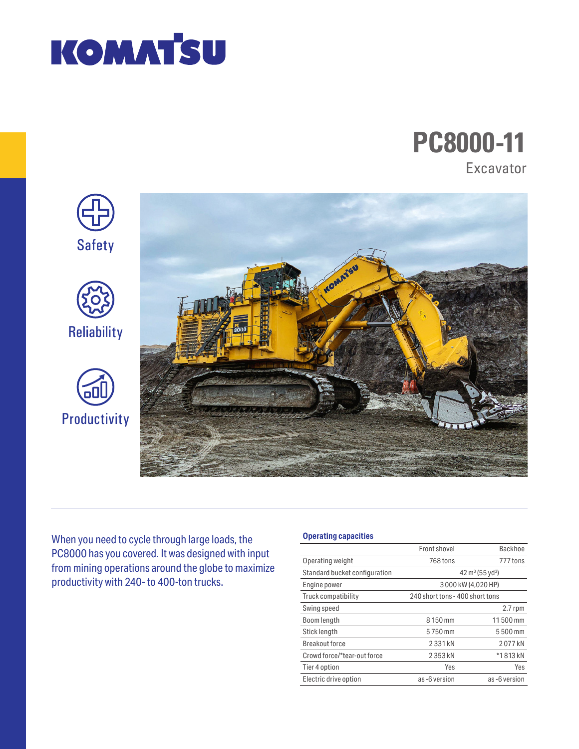# KOMATSU

# PC8000-11

## Excavator

Safety

Reliability

Productivity

When you need to cycle through large loads, the PC8000 has you covered. It was designed with input from mining operations around the globe to maximize productivity with 240- to 400-ton trucks.

### Operating capacities

| | Front shovel | Backhoe |
|---|---|---|
| Operating weight | 768 tons | 777 tons |
| Standard bucket configuration | 42 m³ (55 yd³) | |
| Engine power | 3 000 kW (4,020 HP) | |
| Truck compatibility | 240 short tons - 400 short tons | |
| Swing speed | | 2.7 rpm |
| Boom length | 8 150 mm | 11 500 mm |
| Stick length | 5 750 mm | 5 500 mm |
| Breakout force | 2 331 kN | 2 077 kN |
| Crowd force/*tear-out force | 2 353 kN | *1 813 kN |
| Tier 4 option | Yes | Yes |
| Electric drive option | as -6 version | as -6 version |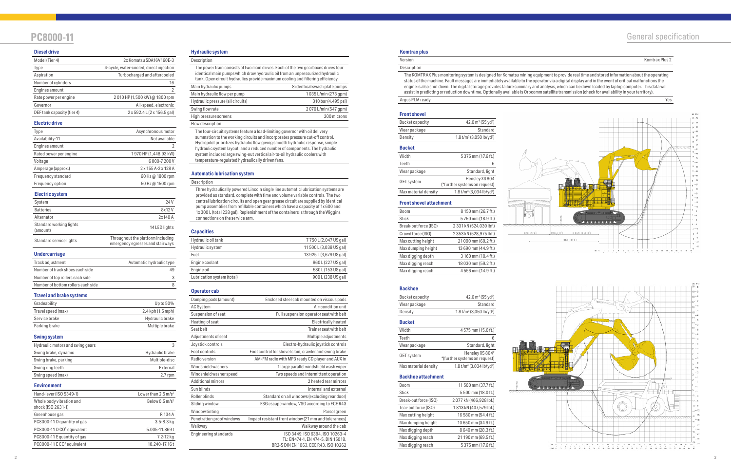# PC8000-11

# General specification

## Diesel drive

| | |
|---|---|
| Model (Tier 4) | 2x Komatsu SDA16V160E-3 |
| Type | 4-cycle, water-cooled, direct injection |
| Aspiration | Turbocharged and aftercooled |
| Number of cylinders | 16 |
| Engines amount | 2 |
| Rate power per engine | 2 010 HP (1,500 kW) @ 1800 rpm |
| Governor | All-speed, electronic |
| DEF tank capacity (tier 4) | 2 x 592.4 L (2 x 156.5 gal) |

## Electric drive

| | |
|---|---|
| Type | Asynchronous motor |
| Availability-11 | Not available |
| Engines amount | 2 |
| Rated power per engine | 1 970 HP (1,448.93 kW) |
| Voltage | 6 000-7 200 V |
| Amperage (approx.) | 2 x 155 A-2 x 128 A |
| Frequency standard | 60 Hz @ 1800 rpm |
| Frequency option | 50 Hz @ 1500 rpm |

## Electric system

| | |
|---|---|
| System | 24 V |
| Batteries | 8x12 V |
| Alternator | 2x140 A |
| Standard working lights (amount) | 14 LED lights |
| Standard service lights | Throughout the platform including emergency egresses and stairways |

## Undercarriage

| | |
|---|---|
| Track adjustment | Automatic hydraulic type |
| Number of track shoes each side | 49 |
| Number of top rollers each side | 3 |
| Number of bottom rollers each side | 8 |

## Travel and brake systems

| | |
|---|---|
| Gradeability | Up to 50% |
| Travel speed (max) | 2.4 kph (1.5 mph) |
| Service brake | Hydraulic brake |
| Parking brake | Multiple brake |

## Swing system

| | |
|---|---|
| Hydraulic motors and swing gears | 3 |
| Swing brake, dynamic | Hydraulic brake |
| Swing brake, parking | Multiple-disc |
| Swing ring teeth | External |
| Swing speed (max) | 2.7 rpm |

## Environment

| | |
|---|---|
| Hand-lever (ISO 5349-1) | Lower than 2.5 m/s² |
| Whole body vibration and shock (ISO 2631-1) | Below 0.5 m/s² |
| Greenhouse gas | R 134 A |
| PC8000-11 D quantity of gas | 3.5-8.3 kg |
| PC8000-11 D CO² equivalent | 5.005-11.869 t |
| PC8000-11 E quantity of gas | 7.2-12 kg |
| PC8000-11 E CO² equivalent | 10.240-17.16 t |

## Hydraulic system

**Description**

The power train consists of two main drives. Each of the two gearboxes drive four identical main pumps which draw hydraulic oil from an unpressurized hydraulic tank. Open circuit hydraulics provide maximum cooling and filtering efficiency.

| | |
|---|---|
| Main hydraulic pumps | 8 identical swash plate pumps |
| Main hydraulic flow per pump | 1 035 L/min (273 gpm) |
| Hydraulic pressure (all circuits) | 310 bar (4,495 psi) |
| Swing flow rate | 2 070 L/min (547 gpm) |
| High pressure screens | 200 microns |

**Flow description**

The four-circuit systems feature a load-limiting governor with oil delivery summation to the working circuits and incorporates pressure cut-off control. Hydropilot prioritizes hydraulic flow giving smooth hydraulic response, simple hydraulic system layout, and a reduced number of components. The hydraulic system includes large swing-out vertical air-to-oil hydraulic coolers with temperature-regulated hydraulically driven fans.

## Automatic lubrication system

**Description**

Three hydraulically powered Lincoln single line automatic lubrication systems are provided as standard, complete with time and volume variable controls. The two central lubrication circuits and open gear grease circuit are supplied by identical pump assemblies from refillable containers which have a capacity of 1x 600 and 1x 300 L (total 238 gal). Replenishment of the containers is through the Wiggins connections on the service arm.

## Capacities

| | |
|---|---|
| Hydraulic oil tank | 7 750 L (2,047 US gal) |
| Hydraulic system | 11 500 L (3,038 US gal) |
| Fuel | 13 925 L (3,679 US gal) |
| Engine coolant | 860 L (227 US gal) |
| Engine oil | 580 L (153 US gal) |
| Lubrication system (total) | 900 L (238 US gal) |

## Operator cab

| | |
|---|---|
| Damping pads (amount) | Enclosed steel cab mounted on viscous pads |
| AC System | Air-condition unit |
| Suspension of seat | Full suspension operator seat with belt |
| Heating of seat | Electrically heated |
| Seat belt | Trainer seat with belt |
| Adjustments of seat | Multiple adjustments |
| Joystick controls | Electro-hydraulic joystick controls |
| Foot controls | Foot control for shovel clam, crawler and swing brake |
| Radio version | AM-FM radio with MP3 ready CD player and AUX in |
| Windshield washers | 1 large parallel windshield wash wiper |
| Windshield washer speed | Two speeds and intermittent operation |
| Additional mirrors | 2 heated rear mirrors |
| Sun blinds | Internal and external |
| Roller blinds | Standard on all windows (excluding rear door) |
| Sliding window | ESG escape window, VSG according to ECE R43 |
| Window tinting | Parsol green |
| Penetration proof windows | Impact resistant front window (21 mm and tolerances) |
| Walkway | Walkway around the cab |
| Engineering standards | ISO 3449, ISO 6394, ISO 10263-4 TL: EN474-1, EN 474-5, DIN 15018, BR2-S DIN EN 1063, ECE R43, ISO 10262 |

## Komtrax plus

| | |
|---|---|
| Version | Komtrax Plus 2 |

**Description**

The KOMTRAX Plus monitoring system is designed for Komatsu mining equipment to provide real time and stored information about the operating status of the machine. Fault messages are immediately available to the operator via a digital display and in the event of critical malfunctions the engine is also shut down. The digital storage provides failure summary and analysis, which can be down loaded by laptop computer. This data will assist in predicting or reduction downtime. Optionally available is Orbcomm satellite transmission (check for availability in your territory).

| | |
|---|---|
| Argus PLM ready | Yes |

## Front shovel

| | |
|---|---|
| Bucket capacity | 42.0 m³ (55 yd³) |
| Wear package | Standard |
| Density | 1.8 t/m³ (3,050 lb/yd³) |

### Bucket

| | |
|---|---|
| Width | 5 375 mm (17.6 ft.) |
| Teeth | 6 |
| Wear package | Standard, light |
| GET system | Hensley XS 804 (*further systems on request) |
| Max material density | 1.8 t/m³ (3,034 lb/yd³) |

### Front shovel attachment

| | |
|---|---|
| Boom | 8 150 mm (26.7 ft.) |
| Stick | 5 750 mm (18.9 ft.) |
| Break-out force (ISO) | 2 331 kN (524,030 lbf.) |
| Crowd force (ISO) | 2 353 kN (528,975 lbf.) |
| Max cutting height | 21 090 mm (69.2 ft.) |
| Max dumping height | 13 690 mm (44.9 ft.) |
| Max digging depth | 3 160 mm (10.4 ft.) |
| Max digging reach | 18 030 mm (59.2 ft.) |
| Max digging reach | 4 556 mm (14.9 ft.) |

## Backhoe

| | |
|---|---|
| Bucket capacity | 42.0 m³ (55 yd³) |
| Wear package | Standard |
| Density | 1.8 t/m³ (3,050 lb/yd³) |

### Bucket

| | |
|---|---|
| Width | 4 575 mm (15.0 ft.) |
| Teeth | 6 |
| Wear package | Standard, light |
| GET system | Hensley XS 804* *(further systems on request) |
| Max material density | 1.8 t/m³ (3,034 lb/yd³) |

### Backhoe attachment

| | |
|---|---|
| Boom | 11 500 mm (37.7 ft.) |
| Stick | 5 500 mm (18.0 ft.) |
| Break-out force (ISO) | 2 077 kN (466,928 lbf.) |
| Tear-out force (ISO) | 1 813 kN (407,579 lbf.) |
| Max cutting height | 16 580 mm (54.4 ft.) |
| Max dumping height | 10 650 mm (34.9 ft.) |
| Max digging depth | 8 640 mm (28.3 ft.) |
| Max digging reach | 21 190 mm (69.5 ft.) |
| Max digging reach | 5 375 mm (17.6 ft.) |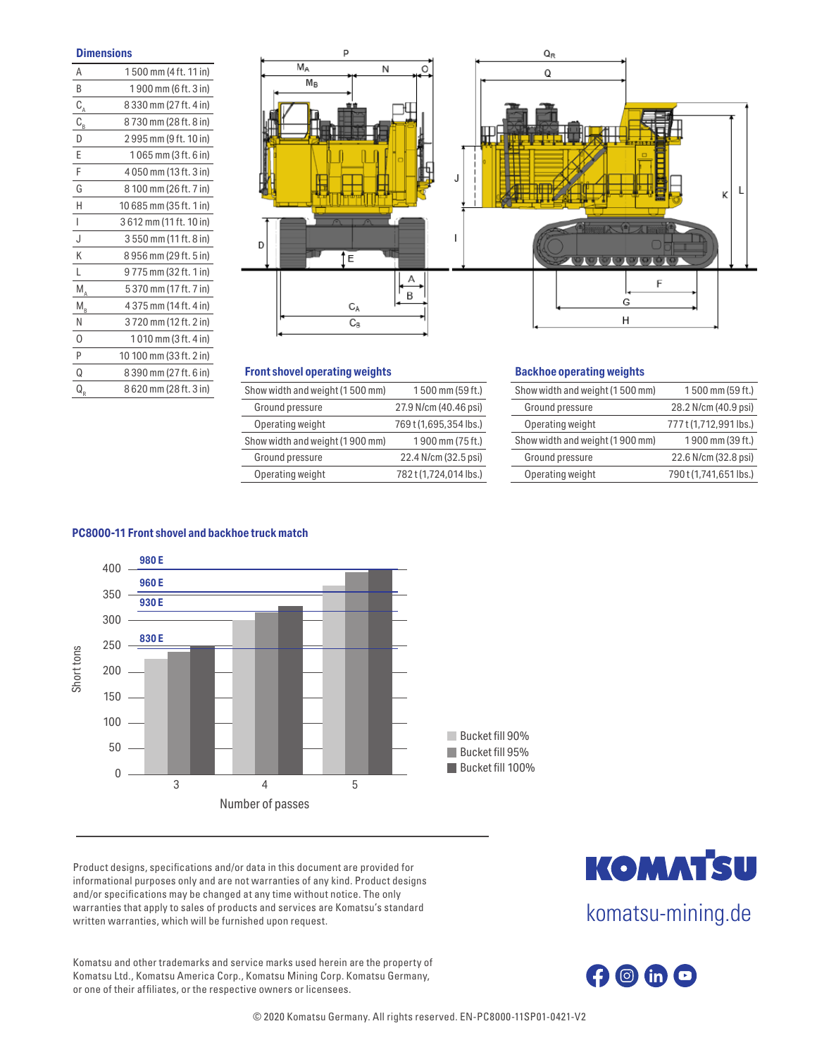## Dimensions

| | |
|---|---|
| A | 1 500 mm (4 ft. 11 in) |
| B | 1 900 mm (6 ft. 3 in) |
| $C_A$ | 8 330 mm (27 ft. 4 in) |
| $C_B$ | 8 730 mm (28 ft. 8 in) |
| D | 2 995 mm (9 ft. 10 in) |
| E | 1 065 mm (3 ft. 6 in) |
| F | 4 050 mm (13 ft. 3 in) |
| G | 8 100 mm (26 ft. 7 in) |
| H | 10 685 mm (35 ft. 1 in) |
| I | 3 612 mm (11 ft. 10 in) |
| J | 3 550 mm (11 ft. 8 in) |
| K | 8 956 mm (29 ft. 5 in) |
| L | 9 775 mm (32 ft. 1 in) |
| $M_A$ | 5 370 mm (17 ft. 7 in) |
| $M_B$ | 4 375 mm (14 ft. 4 in) |
| N | 3 720 mm (12 ft. 2 in) |
| O | 1 010 mm (3 ft. 4 in) |
| P | 10 100 mm (33 ft. 2 in) |
| Q | 8 390 mm (27 ft. 6 in) |
| $Q_R$ | 8 620 mm (28 ft. 3 in) |

P
$M_A$
N
O
$M_B$
D
E
A
B
$C_A$
$C_B$
$Q_R$
Q
J
I
K
L
F
G
H

### Front shovel operating weights

| | |
|---|---|
| Show width and weight (1 500 mm) | 1 500 mm (59 ft.) |
| Ground pressure | 27.9 N/cm (40.46 psi) |
| Operating weight | 769 t (1,695,354 lbs.) |
| Show width and weight (1 900 mm) | 1 900 mm (75 ft.) |
| Ground pressure | 22.4 N/cm (32.5 psi) |
| Operating weight | 782 t (1,724,014 lbs.) |

### Backhoe operating weights

| | |
|---|---|
| Show width and weight (1 500 mm) | 1 500 mm (59 ft.) |
| Ground pressure | 28.2 N/cm (40.9 psi) |
| Operating weight | 777 t (1,712,991 lbs.) |
| Show width and weight (1 900 mm) | 1 900 mm (39 ft.) |
| Ground pressure | 22.6 N/cm (32.8 psi) |
| Operating weight | 790 t (1,741,651 lbs.) |

### PC8000-11 Front shovel and backhoe truck match

Short tons
400
350
300
250
200
150
100
50
0
980 E
960 E
930 E
830 E
3
4
5
Number of passes
Bucket fill 90%
Bucket fill 95%
Bucket fill 100%

Product designs, specifications and/or data in this document are provided for informational purposes only and are not warranties of any kind. Product designs and/or specifications may be changed at any time without notice. The only warranties that apply to sales of products and services are Komatsu's standard written warranties, which will be furnished upon request.

Komatsu and other trademarks and service marks used herein are the property of Komatsu Ltd., Komatsu America Corp., Komatsu Mining Corp. Komatsu Germany, or one of their affiliates, or the respective owners or licensees.

KOMATSU

komatsu-mining.de

© 2020 Komatsu Germany. All rights reserved. EN-PC8000-11SP01-0421-V2